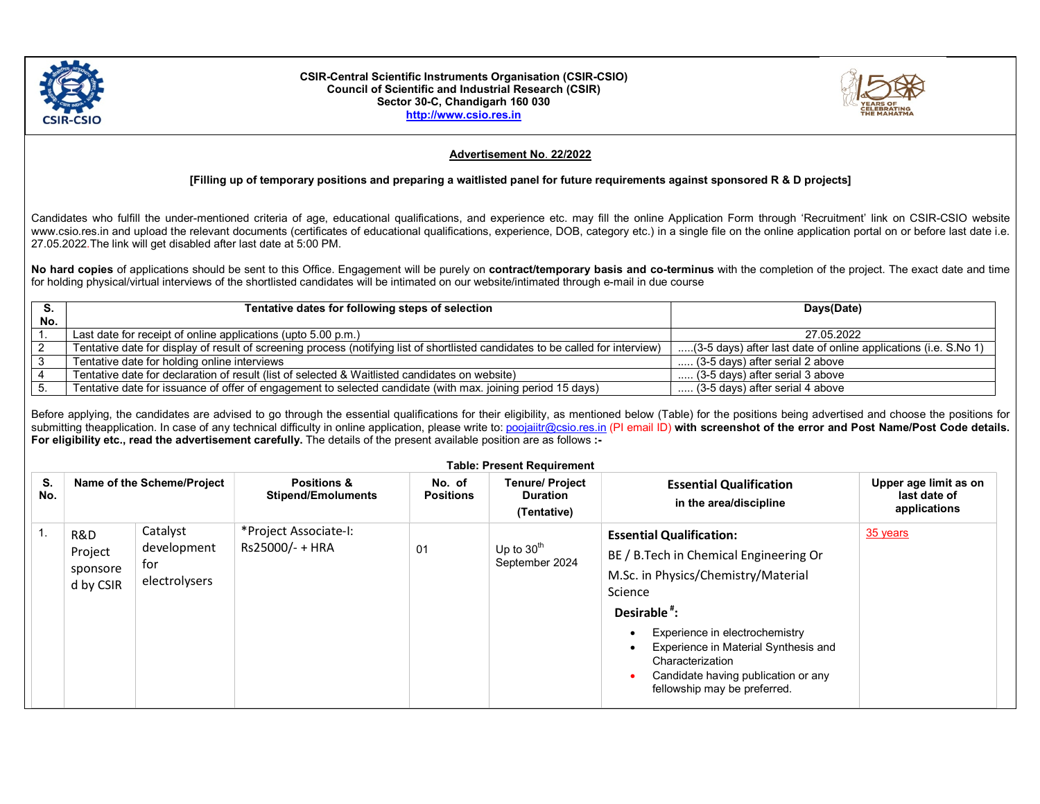**CSIR-Central Scientific Instruments Organisation (CSIR-CSIO)**
**Council of Scientific and Industrial Research (CSIR)**
**Sector 30-C, Chandigarh 160 030**
**http://www.csio.res.in**

## Advertisement No. 22/2022

**[Filling up of temporary positions and preparing a waitlisted panel for future requirements against sponsored R & D projects]**

Candidates who fulfill the under-mentioned criteria of age, educational qualifications, and experience etc. may fill the online Application Form through 'Recruitment' link on CSIR-CSIO website www.csio.res.in and upload the relevant documents (certificates of educational qualifications, experience, DOB, category etc.) in a single file on the online application portal on or before last date i.e. 27.05.2022.The link will get disabled after last date at 5:00 PM.

**No hard copies** of applications should be sent to this Office. Engagement will be purely on **contract/temporary basis and co-terminus** with the completion of the project. The exact date and time for holding physical/virtual interviews of the shortlisted candidates will be intimated on our website/intimated through e-mail in due course

| S. No. | Tentative dates for following steps of selection | Days(Date) |
|---|---|---|
| 1. | Last date for receipt of online applications (upto 5.00 p.m.) | 27.05.2022 |
| 2 | Tentative date for display of result of screening process (notifying list of shortlisted candidates to be called for interview) | .....(3-5 days) after last date of online applications (i.e. S.No 1) |
| 3 | Tentative date for holding online interviews | ..... (3-5 days) after serial 2 above |
| 4 | Tentative date for declaration of result (list of selected & Waitlisted candidates on website) | ..... (3-5 days) after serial 3 above |
| 5. | Tentative date for issuance of offer of engagement to selected candidate (with max. joining period 15 days) | ..... (3-5 days) after serial 4 above |

Before applying, the candidates are advised to go through the essential qualifications for their eligibility, as mentioned below (Table) for the positions being advertised and choose the positions for submitting theapplication. In case of any technical difficulty in online application, please write to: poojaiitr@csio.res.in (PI email ID) **with screenshot of the error and Post Name/Post Code details. For eligibility etc., read the advertisement carefully.** The details of the present available position are as follows **:-**

**Table: Present Requirement**

| S. No. | Name of the Scheme/Project | | Positions & Stipend/Emoluments | No. of Positions | Tenure/ Project Duration (Tentative) | Essential Qualification in the area/discipline | Upper age limit as on last date of applications |
|---|---|---|---|---|---|---|---|
| 1. | R&D Project sponsored by CSIR | Catalyst development for electrolysers | *Project Associate-I: Rs25000/- + HRA | 01 | Up to 30th September 2024 | **Essential Qualification:** BE / B.Tech in Chemical Engineering Or M.Sc. in Physics/Chemistry/Material Science<br>**Desirable #:**<br>• Experience in electrochemistry<br>• Experience in Material Synthesis and Characterization<br>• Candidate having publication or any fellowship may be preferred. | 35 years |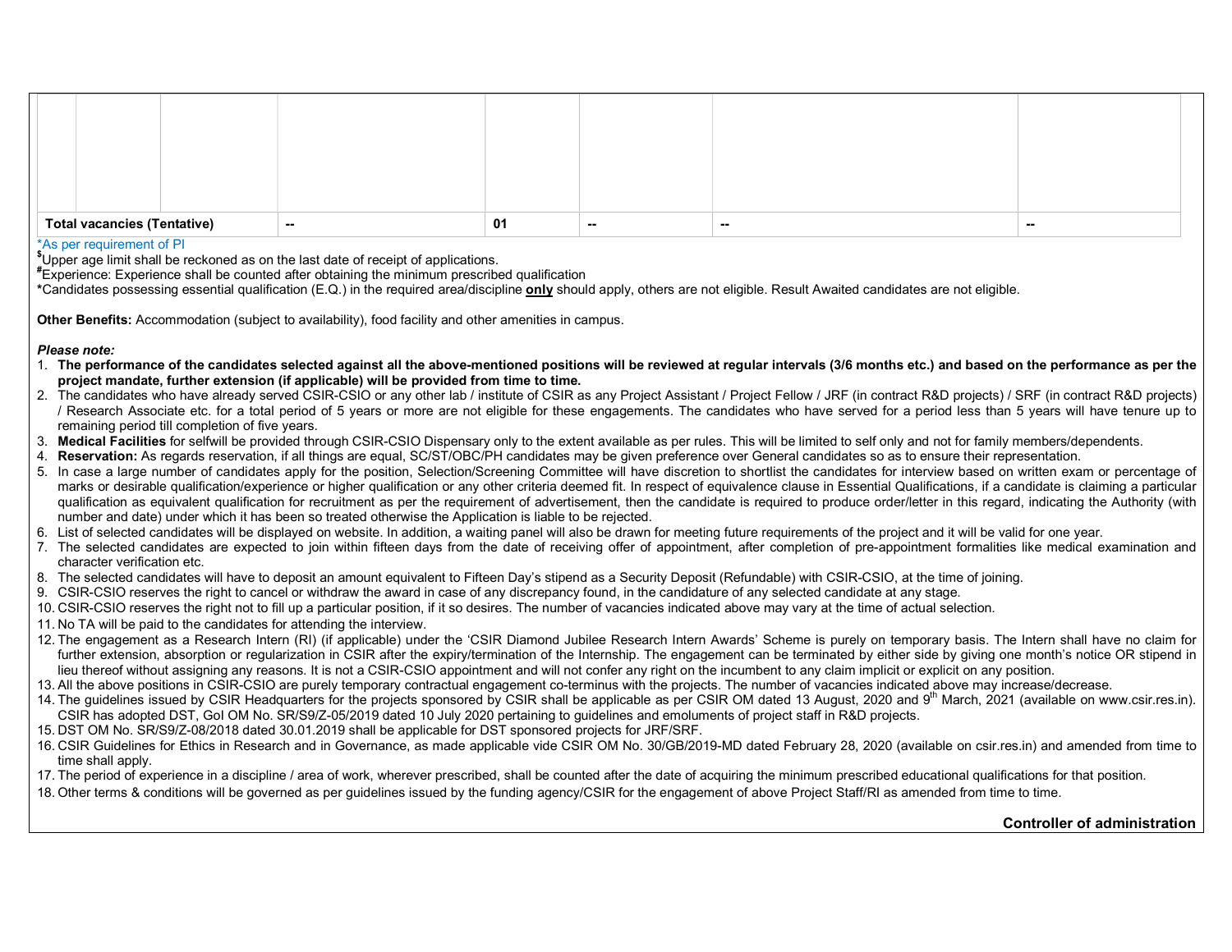| | | | | | | |
|---|---|---|---|---|---|---|
| | | | | | | |
| **Total vacancies (Tentative)** | -- | 01 | -- | -- | -- | |

*As per requirement of PI

$Upper age limit shall be reckoned as on the last date of receipt of applications.

#Experience: Experience shall be counted after obtaining the minimum prescribed qualification

*Candidates possessing essential qualification (E.Q.) in the required area/discipline **only** should apply, others are not eligible. Result Awaited candidates are not eligible.

**Other Benefits:** Accommodation (subject to availability), food facility and other amenities in campus.

***Please note:***

1. **The performance of the candidates selected against all the above-mentioned positions will be reviewed at regular intervals (3/6 months etc.) and based on the performance as per the project mandate, further extension (if applicable) will be provided from time to time.**
2. The candidates who have already served CSIR-CSIO or any other lab / institute of CSIR as any Project Assistant / Project Fellow / JRF (in contract R&D projects) / SRF (in contract R&D projects) / Research Associate etc. for a total period of 5 years or more are not eligible for these engagements. The candidates who have served for a period less than 5 years will have tenure up to remaining period till completion of five years.
3. **Medical Facilities** for selfwill be provided through CSIR-CSIO Dispensary only to the extent available as per rules. This will be limited to self only and not for family members/dependents.
4. **Reservation:** As regards reservation, if all things are equal, SC/ST/OBC/PH candidates may be given preference over General candidates so as to ensure their representation.
5. In case a large number of candidates apply for the position, Selection/Screening Committee will have discretion to shortlist the candidates for interview based on written exam or percentage of marks or desirable qualification/experience or higher qualification or any other criteria deemed fit. In respect of equivalence clause in Essential Qualifications, if a candidate is claiming a particular qualification as equivalent qualification for recruitment as per the requirement of advertisement, then the candidate is required to produce order/letter in this regard, indicating the Authority (with number and date) under which it has been so treated otherwise the Application is liable to be rejected.
6. List of selected candidates will be displayed on website. In addition, a waiting panel will also be drawn for meeting future requirements of the project and it will be valid for one year.
7. The selected candidates are expected to join within fifteen days from the date of receiving offer of appointment, after completion of pre-appointment formalities like medical examination and character verification etc.
8. The selected candidates will have to deposit an amount equivalent to Fifteen Day's stipend as a Security Deposit (Refundable) with CSIR-CSIO, at the time of joining.
9. CSIR-CSIO reserves the right to cancel or withdraw the award in case of any discrepancy found, in the candidature of any selected candidate at any stage.
10. CSIR-CSIO reserves the right not to fill up a particular position, if it so desires. The number of vacancies indicated above may vary at the time of actual selection.
11. No TA will be paid to the candidates for attending the interview.
12. The engagement as a Research Intern (RI) (if applicable) under the 'CSIR Diamond Jubilee Research Intern Awards' Scheme is purely on temporary basis. The Intern shall have no claim for further extension, absorption or regularization in CSIR after the expiry/termination of the Internship. The engagement can be terminated by either side by giving one month's notice OR stipend in lieu thereof without assigning any reasons. It is not a CSIR-CSIO appointment and will not confer any right on the incumbent to any claim implicit or explicit on any position.
13. All the above positions in CSIR-CSIO are purely temporary contractual engagement co-terminus with the projects. The number of vacancies indicated above may increase/decrease.
14. The guidelines issued by CSIR Headquarters for the projects sponsored by CSIR shall be applicable as per CSIR OM dated 13 August, 2020 and 9th March, 2021 (available on www.csir.res.in). CSIR has adopted DST, GoI OM No. SR/S9/Z-05/2019 dated 10 July 2020 pertaining to guidelines and emoluments of project staff in R&D projects.
15. DST OM No. SR/S9/Z-08/2018 dated 30.01.2019 shall be applicable for DST sponsored projects for JRF/SRF.
16. CSIR Guidelines for Ethics in Research and in Governance, as made applicable vide CSIR OM No. 30/GB/2019-MD dated February 28, 2020 (available on csir.res.in) and amended from time to time shall apply.
17. The period of experience in a discipline / area of work, wherever prescribed, shall be counted after the date of acquiring the minimum prescribed educational qualifications for that position.
18. Other terms & conditions will be governed as per guidelines issued by the funding agency/CSIR for the engagement of above Project Staff/RI as amended from time to time.

**Controller of administration**